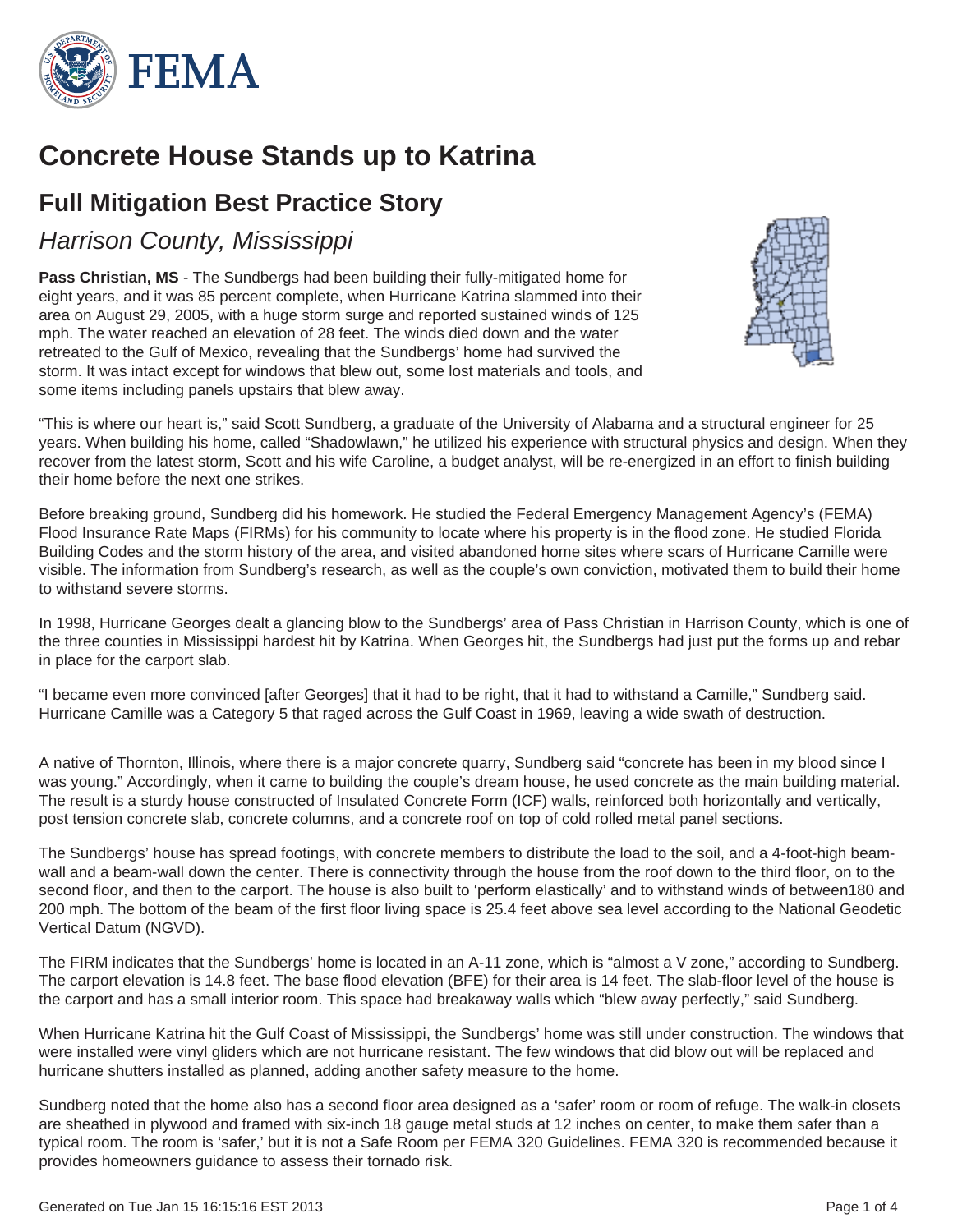# Concrete House Stands up to Katrina

## Full Mitigation Best Practice Story

### *Harrison County, Mississippi*

**Pass Christian, MS** - The Sundbergs had been building their fully-mitigated home for eight years, and it was 85 percent complete, when Hurricane Katrina slammed into their area on August 29, 2005, with a huge storm surge and reported sustained winds of 125 mph. The water reached an elevation of 28 feet. The winds died down and the water retreated to the Gulf of Mexico, revealing that the Sundbergs' home had survived the storm. It was intact except for windows that blew out, some lost materials and tools, and some items including panels upstairs that blew away.

"This is where our heart is," said Scott Sundberg, a graduate of the University of Alabama and a structural engineer for 25 years. When building his home, called "Shadowlawn," he utilized his experience with structural physics and design. When they recover from the latest storm, Scott and his wife Caroline, a budget analyst, will be re-energized in an effort to finish building their home before the next one strikes.

Before breaking ground, Sundberg did his homework. He studied the Federal Emergency Management Agency's (FEMA) Flood Insurance Rate Maps (FIRMs) for his community to locate where his property is in the flood zone. He studied Florida Building Codes and the storm history of the area, and visited abandoned home sites where scars of Hurricane Camille were visible. The information from Sundberg's research, as well as the couple's own conviction, motivated them to build their home to withstand severe storms.

In 1998, Hurricane Georges dealt a glancing blow to the Sundbergs' area of Pass Christian in Harrison County, which is one of the three counties in Mississippi hardest hit by Katrina. When Georges hit, the Sundbergs had just put the forms up and rebar in place for the carport slab.

"I became even more convinced [after Georges] that it had to be right, that it had to withstand a Camille," Sundberg said. Hurricane Camille was a Category 5 that raged across the Gulf Coast in 1969, leaving a wide swath of destruction.

A native of Thornton, Illinois, where there is a major concrete quarry, Sundberg said "concrete has been in my blood since I was young." Accordingly, when it came to building the couple's dream house, he used concrete as the main building material. The result is a sturdy house constructed of Insulated Concrete Form (ICF) walls, reinforced both horizontally and vertically, post tension concrete slab, concrete columns, and a concrete roof on top of cold rolled metal panel sections.

The Sundbergs' house has spread footings, with concrete members to distribute the load to the soil, and a 4-foot-high beam-wall and a beam-wall down the center. There is connectivity through the house from the roof down to the third floor, on to the second floor, and then to the carport. The house is also built to 'perform elastically' and to withstand winds of between180 and 200 mph. The bottom of the beam of the first floor living space is 25.4 feet above sea level according to the National Geodetic Vertical Datum (NGVD).

The FIRM indicates that the Sundbergs' home is located in an A-11 zone, which is "almost a V zone," according to Sundberg. The carport elevation is 14.8 feet. The base flood elevation (BFE) for their area is 14 feet. The slab-floor level of the house is the carport and has a small interior room. This space had breakaway walls which "blew away perfectly," said Sundberg.

When Hurricane Katrina hit the Gulf Coast of Mississippi, the Sundbergs' home was still under construction. The windows that were installed were vinyl gliders which are not hurricane resistant. The few windows that did blow out will be replaced and hurricane shutters installed as planned, adding another safety measure to the home.

Sundberg noted that the home also has a second floor area designed as a 'safer' room or room of refuge. The walk-in closets are sheathed in plywood and framed with six-inch 18 gauge metal studs at 12 inches on center, to make them safer than a typical room. The room is 'safer,' but it is not a Safe Room per FEMA 320 Guidelines. FEMA 320 is recommended because it provides homeowners guidance to assess their tornado risk.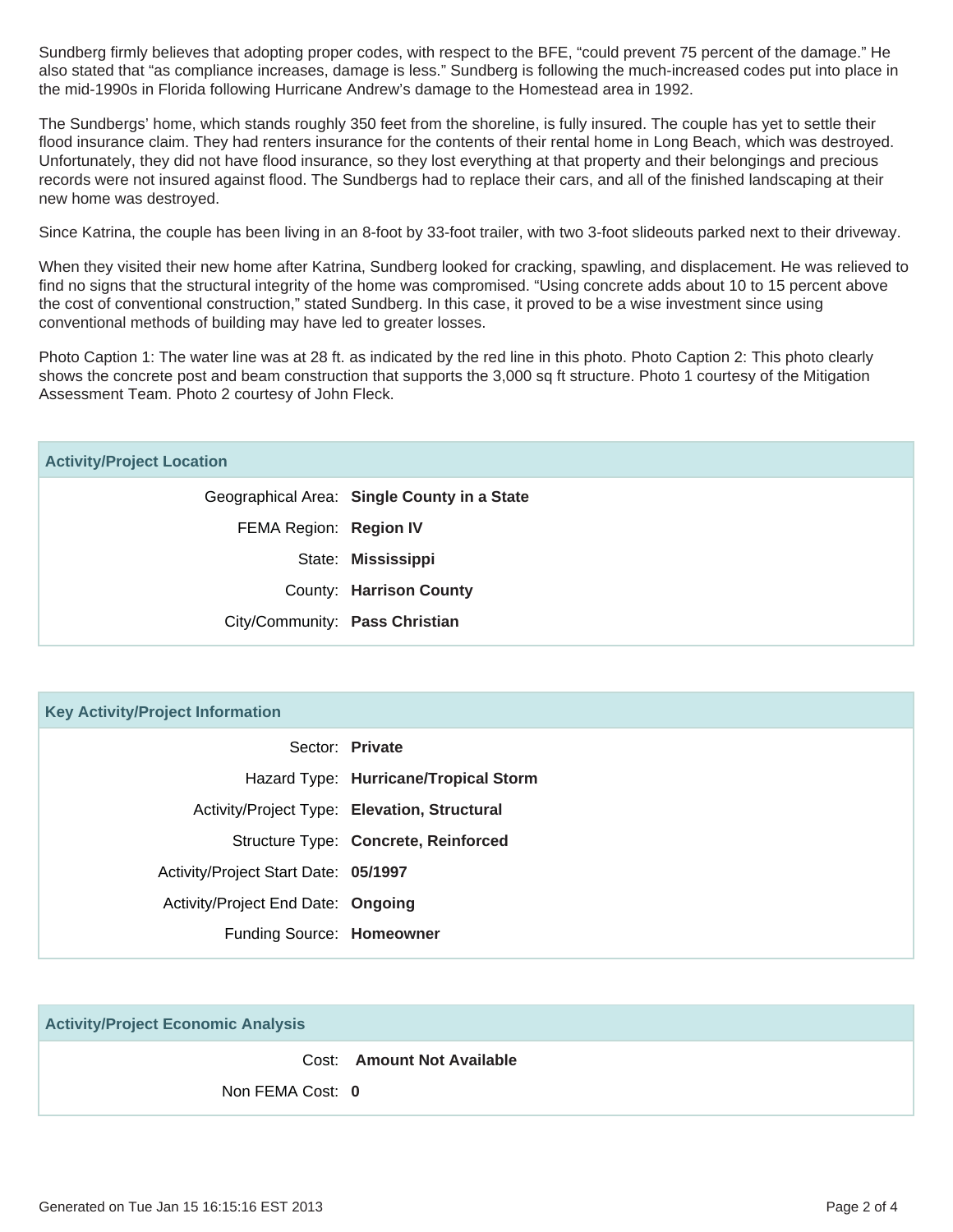Sundberg firmly believes that adopting proper codes, with respect to the BFE, “could prevent 75 percent of the damage.” He also stated that “as compliance increases, damage is less.” Sundberg is following the much-increased codes put into place in the mid-1990s in Florida following Hurricane Andrew’s damage to the Homestead area in 1992.

The Sundbergs’ home, which stands roughly 350 feet from the shoreline, is fully insured. The couple has yet to settle their flood insurance claim. They had renters insurance for the contents of their rental home in Long Beach, which was destroyed. Unfortunately, they did not have flood insurance, so they lost everything at that property and their belongings and precious records were not insured against flood. The Sundbergs had to replace their cars, and all of the finished landscaping at their new home was destroyed.

Since Katrina, the couple has been living in an 8-foot by 33-foot trailer, with two 3-foot slideouts parked next to their driveway.

When they visited their new home after Katrina, Sundberg looked for cracking, spawling, and displacement. He was relieved to find no signs that the structural integrity of the home was compromised. “Using concrete adds about 10 to 15 percent above the cost of conventional construction,” stated Sundberg. In this case, it proved to be a wise investment since using conventional methods of building may have led to greater losses.

Photo Caption 1: The water line was at 28 ft. as indicated by the red line in this photo. Photo Caption 2: This photo clearly shows the concrete post and beam construction that supports the 3,000 sq ft structure. Photo 1 courtesy of the Mitigation Assessment Team. Photo 2 courtesy of John Fleck.

## Activity/Project Location

| | |
|---|---|
| Geographical Area: | **Single County in a State** |
| FEMA Region: | **Region IV** |
| State: | **Mississippi** |
| County: | **Harrison County** |
| City/Community: | **Pass Christian** |

## Key Activity/Project Information

| | |
|---|---|
| Sector: | **Private** |
| Hazard Type: | **Hurricane/Tropical Storm** |
| Activity/Project Type: | **Elevation, Structural** |
| Structure Type: | **Concrete, Reinforced** |
| Activity/Project Start Date: | **05/1997** |
| Activity/Project End Date: | **Ongoing** |
| Funding Source: | **Homeowner** |

## Activity/Project Economic Analysis

| | |
|---|---|
| Cost: | **Amount Not Available** |
| Non FEMA Cost: | **0** |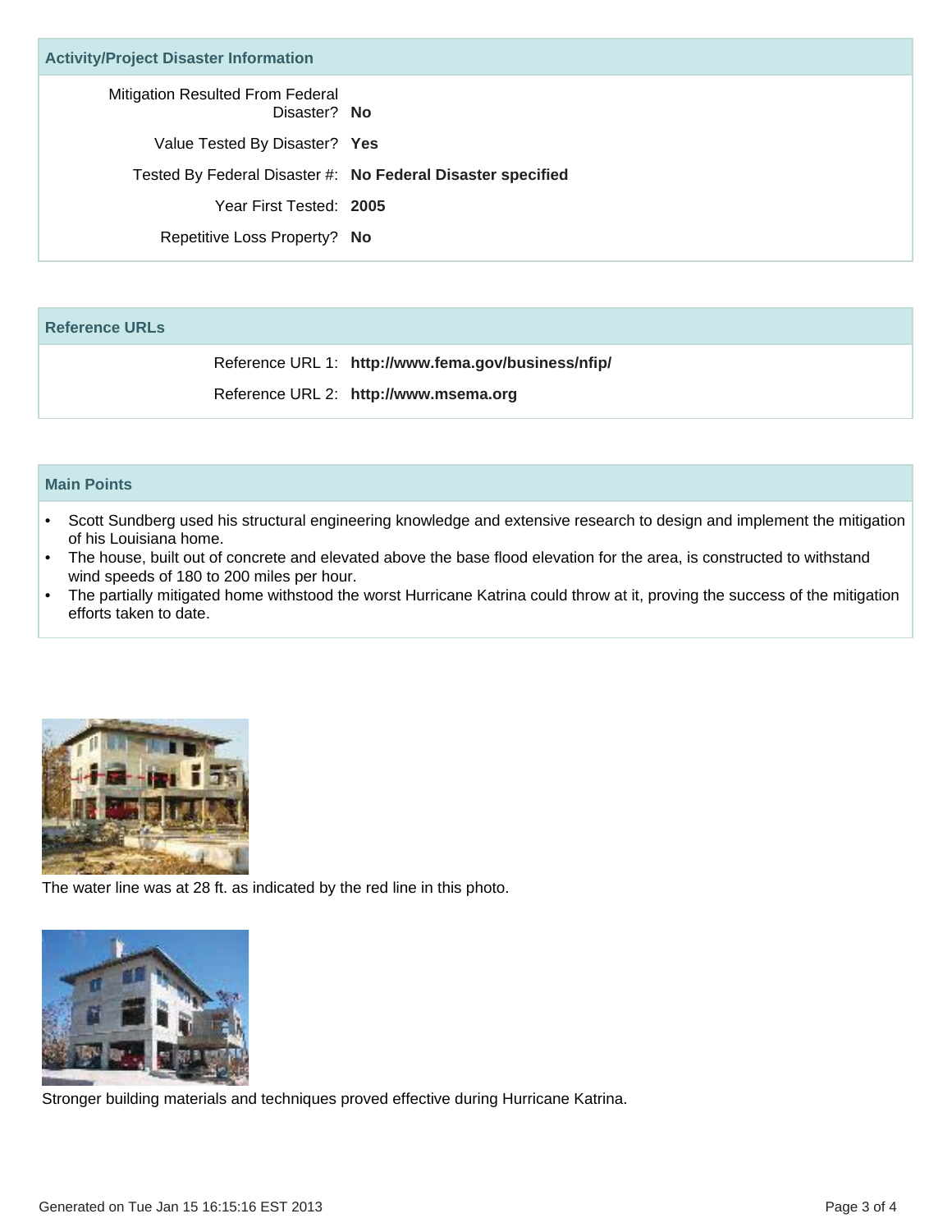## Activity/Project Disaster Information

Mitigation Resulted From Federal Disaster? **No**

Value Tested By Disaster? **Yes**

Tested By Federal Disaster #: **No Federal Disaster specified**

Year First Tested: **2005**

Repetitive Loss Property? **No**

## Reference URLs

Reference URL 1: **http://www.fema.gov/business/nfip/**

Reference URL 2: **http://www.msema.org**

## Main Points

- Scott Sundberg used his structural engineering knowledge and extensive research to design and implement the mitigation of his Louisiana home.
- The house, built out of concrete and elevated above the base flood elevation for the area, is constructed to withstand wind speeds of 180 to 200 miles per hour.
- The partially mitigated home withstood the worst Hurricane Katrina could throw at it, proving the success of the mitigation efforts taken to date.

The water line was at 28 ft. as indicated by the red line in this photo.

Stronger building materials and techniques proved effective during Hurricane Katrina.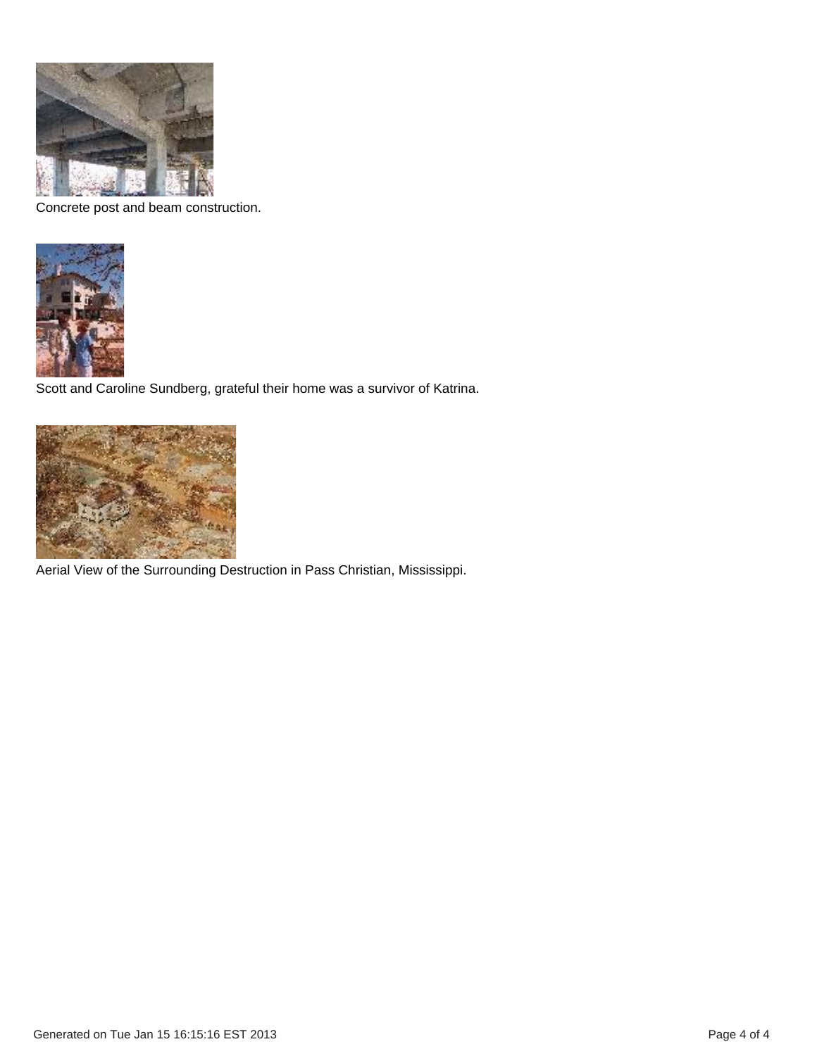Concrete post and beam construction.

Scott and Caroline Sundberg, grateful their home was a survivor of Katrina.

Aerial View of the Surrounding Destruction in Pass Christian, Mississippi.